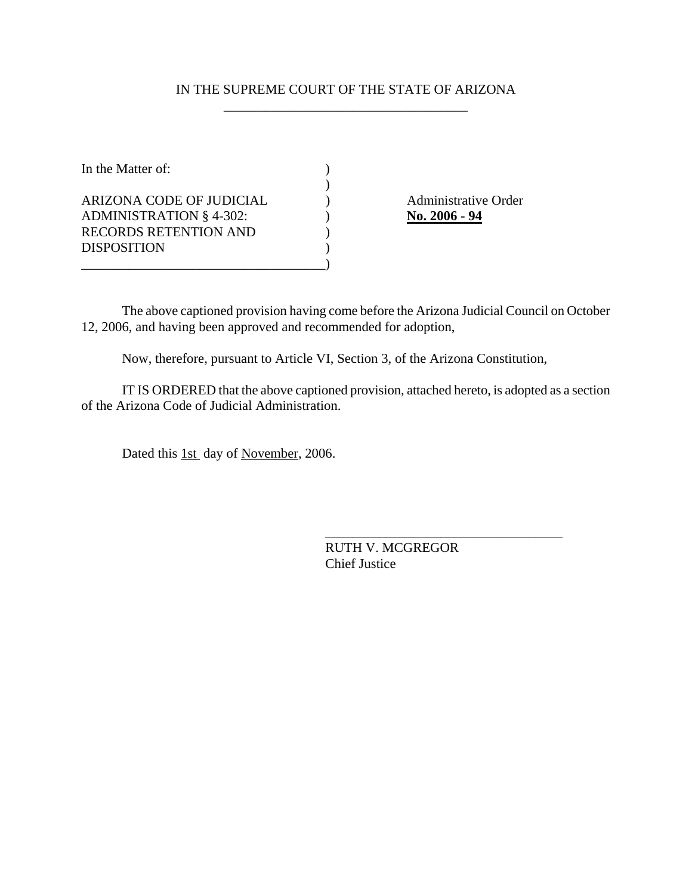IN THE SUPREME COURT OF THE STATE OF ARIZONA

In the Matter of:

ARIZONA CODE OF JUDICIAL ADMINISTRATION § 4-302: RECORDS RETENTION AND DISPOSITION

Administrative Order **No. 2006 - 94**

The above captioned provision having come before the Arizona Judicial Council on October 12, 2006, and having been approved and recommended for adoption,

Now, therefore, pursuant to Article VI, Section 3, of the Arizona Constitution,

IT IS ORDERED that the above captioned provision, attached hereto, is adopted as a section of the Arizona Code of Judicial Administration.

Dated this 1st day of November, 2006.

RUTH V. MCGREGOR
Chief Justice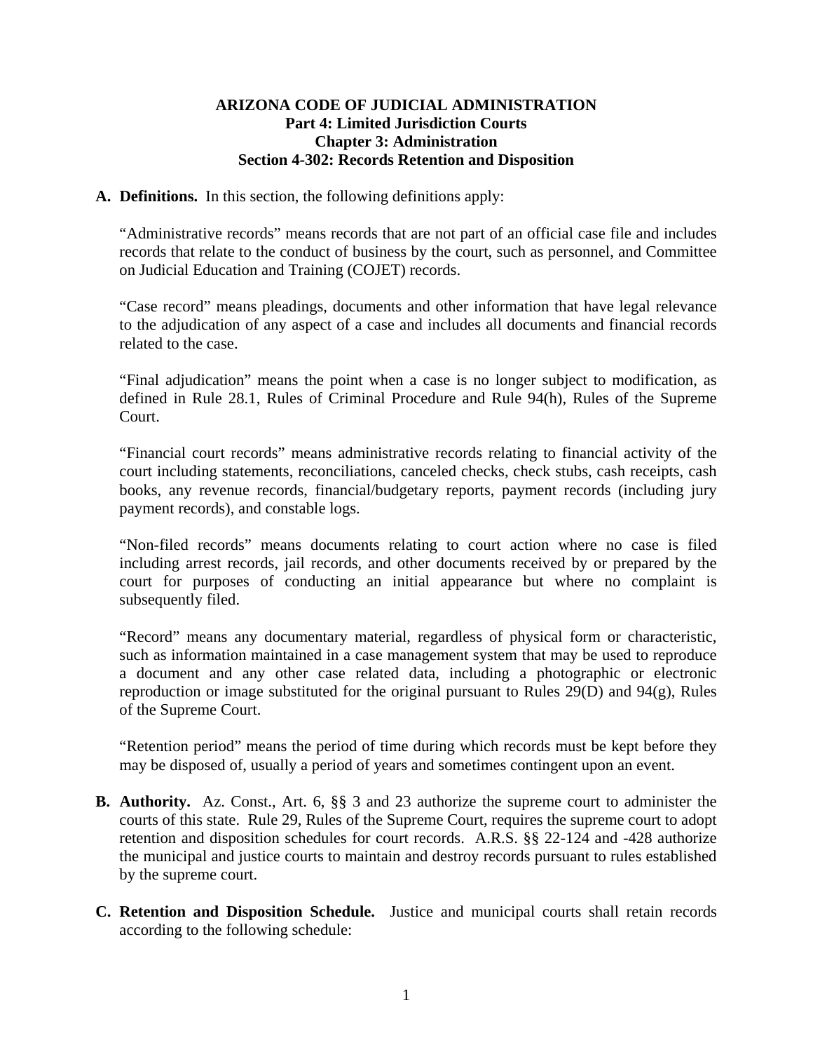**ARIZONA CODE OF JUDICIAL ADMINISTRATION**
**Part 4: Limited Jurisdiction Courts**
**Chapter 3: Administration**
**Section 4-302: Records Retention and Disposition**

**A. Definitions.** In this section, the following definitions apply:

"Administrative records" means records that are not part of an official case file and includes records that relate to the conduct of business by the court, such as personnel, and Committee on Judicial Education and Training (COJET) records.

"Case record" means pleadings, documents and other information that have legal relevance to the adjudication of any aspect of a case and includes all documents and financial records related to the case.

"Final adjudication" means the point when a case is no longer subject to modification, as defined in Rule 28.1, Rules of Criminal Procedure and Rule 94(h), Rules of the Supreme Court.

"Financial court records" means administrative records relating to financial activity of the court including statements, reconciliations, canceled checks, check stubs, cash receipts, cash books, any revenue records, financial/budgetary reports, payment records (including jury payment records), and constable logs.

"Non-filed records" means documents relating to court action where no case is filed including arrest records, jail records, and other documents received by or prepared by the court for purposes of conducting an initial appearance but where no complaint is subsequently filed.

"Record" means any documentary material, regardless of physical form or characteristic, such as information maintained in a case management system that may be used to reproduce a document and any other case related data, including a photographic or electronic reproduction or image substituted for the original pursuant to Rules 29(D) and 94(g), Rules of the Supreme Court.

"Retention period" means the period of time during which records must be kept before they may be disposed of, usually a period of years and sometimes contingent upon an event.

**B. Authority.** Az. Const., Art. 6, §§ 3 and 23 authorize the supreme court to administer the courts of this state. Rule 29, Rules of the Supreme Court, requires the supreme court to adopt retention and disposition schedules for court records. A.R.S. §§ 22-124 and -428 authorize the municipal and justice courts to maintain and destroy records pursuant to rules established by the supreme court.

**C. Retention and Disposition Schedule.** Justice and municipal courts shall retain records according to the following schedule: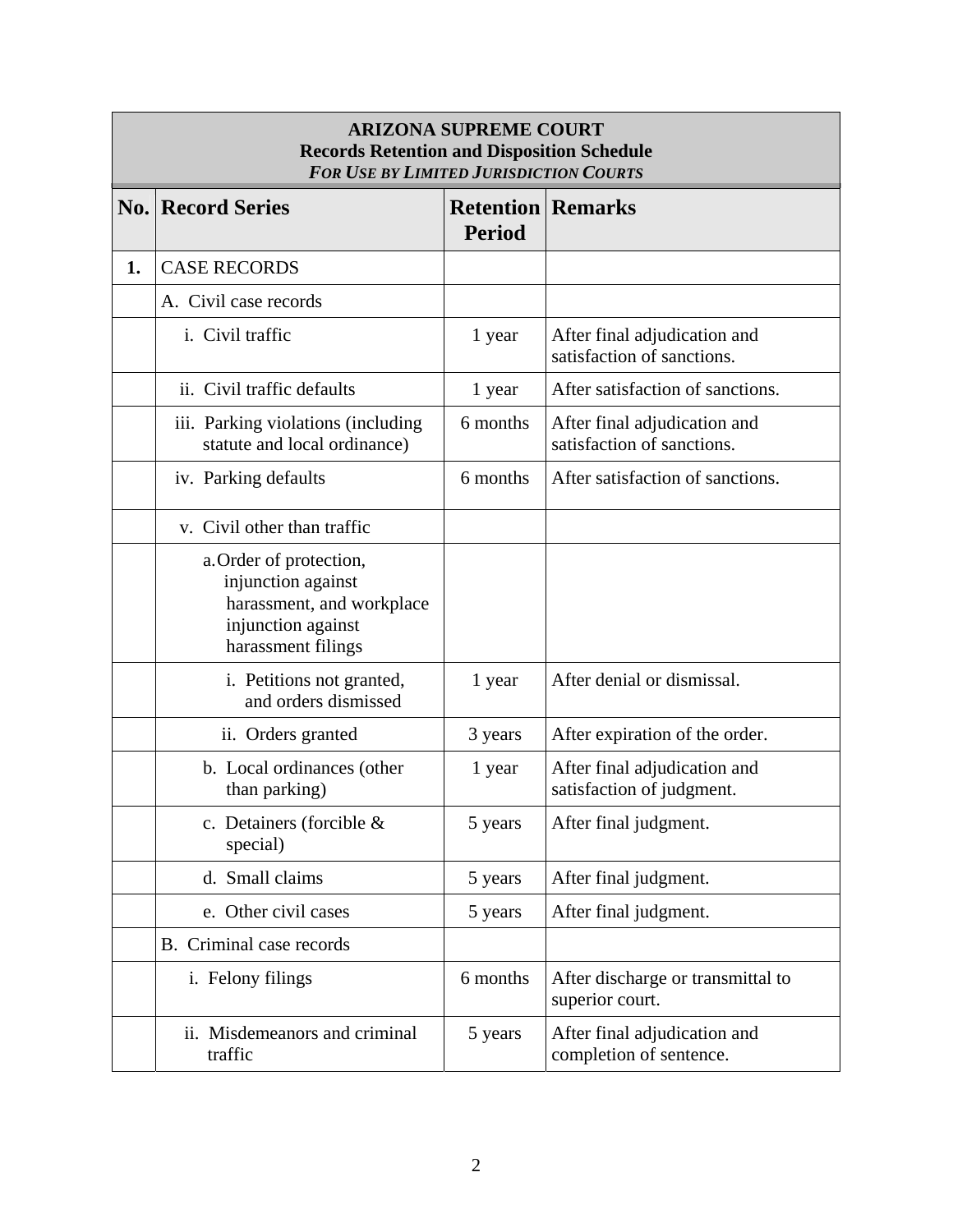| ARIZONA SUPREME COURT<br>Records Retention and Disposition Schedule<br>*FOR USE BY LIMITED JURISDICTION COURTS* | | | |
|---|---|---|---|
| **No.** | **Record Series** | **Retention Period** | **Remarks** |
| **1.** | CASE RECORDS | | |
| | A. Civil case records | | |
| | i. Civil traffic | 1 year | After final adjudication and satisfaction of sanctions. |
| | ii. Civil traffic defaults | 1 year | After satisfaction of sanctions. |
| | iii. Parking violations (including statute and local ordinance) | 6 months | After final adjudication and satisfaction of sanctions. |
| | iv. Parking defaults | 6 months | After satisfaction of sanctions. |
| | v. Civil other than traffic | | |
| | a. Order of protection, injunction against harassment, and workplace injunction against harassment filings | | |
| | i. Petitions not granted, and orders dismissed | 1 year | After denial or dismissal. |
| | ii. Orders granted | 3 years | After expiration of the order. |
| | b. Local ordinances (other than parking) | 1 year | After final adjudication and satisfaction of judgment. |
| | c. Detainers (forcible & special) | 5 years | After final judgment. |
| | d. Small claims | 5 years | After final judgment. |
| | e. Other civil cases | 5 years | After final judgment. |
| | B. Criminal case records | | |
| | i. Felony filings | 6 months | After discharge or transmittal to superior court. |
| | ii. Misdemeanors and criminal traffic | 5 years | After final adjudication and completion of sentence. |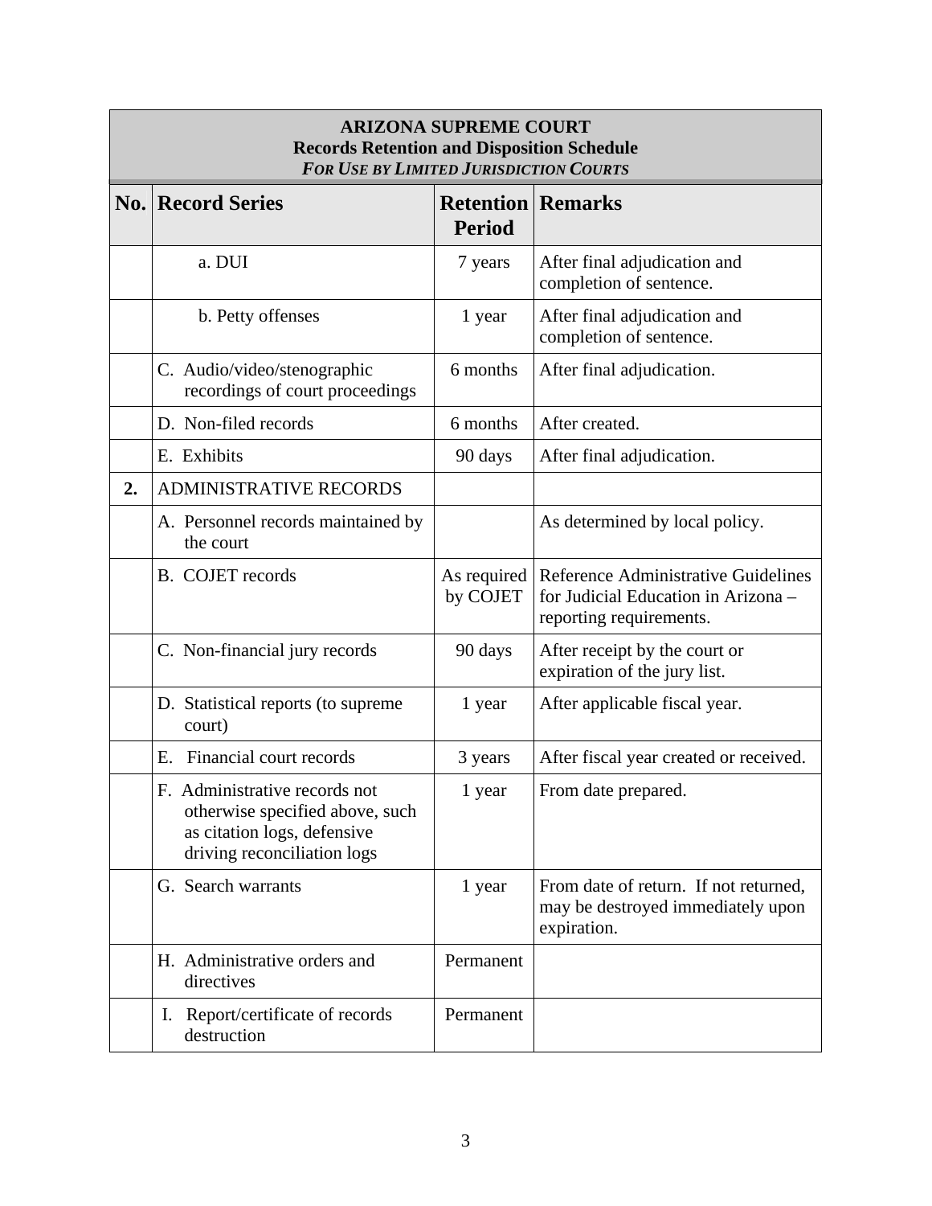| ARIZONA SUPREME COURT<br>Records Retention and Disposition Schedule<br>*FOR USE BY LIMITED JURISDICTION COURTS* | | | |
|---|---|---|---|
| **No.** | **Record Series** | **Retention Period** | **Remarks** |
| | a. DUI | 7 years | After final adjudication and completion of sentence. |
| | b. Petty offenses | 1 year | After final adjudication and completion of sentence. |
| | C. Audio/video/stenographic recordings of court proceedings | 6 months | After final adjudication. |
| | D. Non-filed records | 6 months | After created. |
| | E. Exhibits | 90 days | After final adjudication. |
| **2.** | ADMINISTRATIVE RECORDS | | |
| | A. Personnel records maintained by the court | | As determined by local policy. |
| | B. COJET records | As required by COJET | Reference Administrative Guidelines for Judicial Education in Arizona – reporting requirements. |
| | C. Non-financial jury records | 90 days | After receipt by the court or expiration of the jury list. |
| | D. Statistical reports (to supreme court) | 1 year | After applicable fiscal year. |
| | E. Financial court records | 3 years | After fiscal year created or received. |
| | F. Administrative records not otherwise specified above, such as citation logs, defensive driving reconciliation logs | 1 year | From date prepared. |
| | G. Search warrants | 1 year | From date of return. If not returned, may be destroyed immediately upon expiration. |
| | H. Administrative orders and directives | Permanent | |
| | I. Report/certificate of records destruction | Permanent | |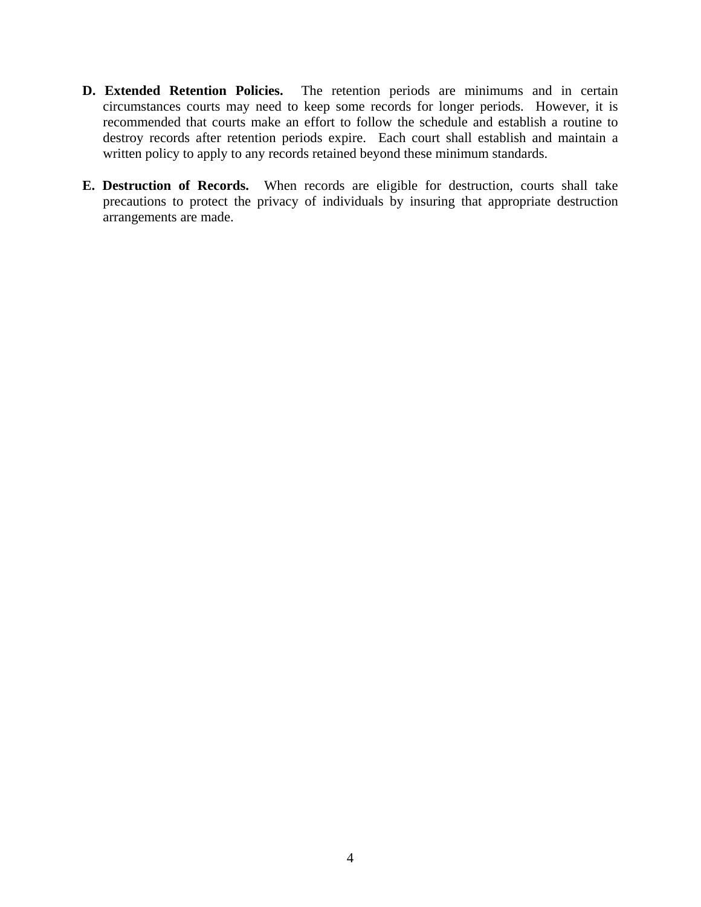**D. Extended Retention Policies.** The retention periods are minimums and in certain circumstances courts may need to keep some records for longer periods. However, it is recommended that courts make an effort to follow the schedule and establish a routine to destroy records after retention periods expire. Each court shall establish and maintain a written policy to apply to any records retained beyond these minimum standards.

**E. Destruction of Records.** When records are eligible for destruction, courts shall take precautions to protect the privacy of individuals by insuring that appropriate destruction arrangements are made.